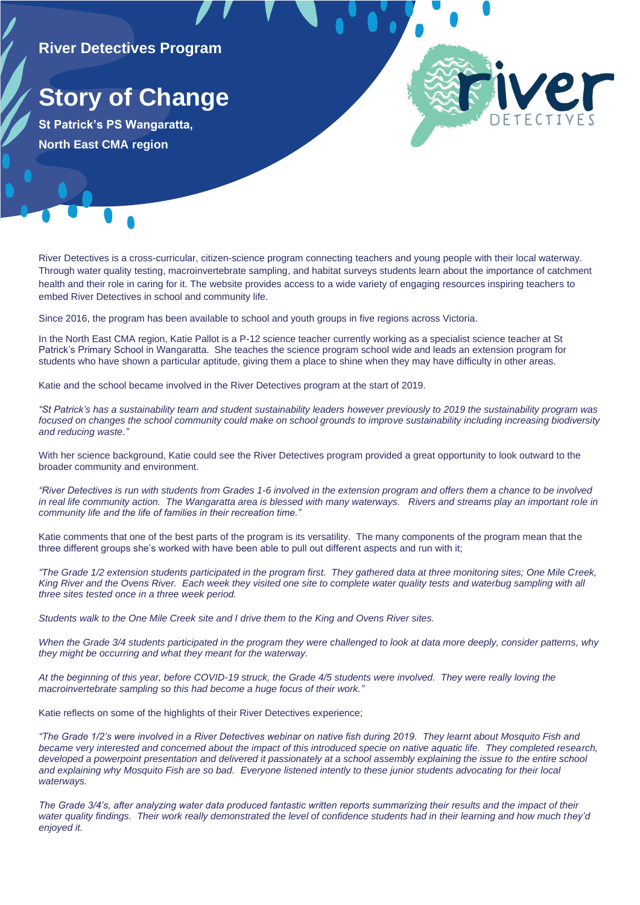**River Detectives Program**

# Story of Change

**St Patrick's PS Wangaratta,**

**North East CMA region**

River Detectives is a cross-curricular, citizen-science program connecting teachers and young people with their local waterway. Through water quality testing, macroinvertebrate sampling, and habitat surveys students learn about the importance of catchment health and their role in caring for it. The website provides access to a wide variety of engaging resources inspiring teachers to embed River Detectives in school and community life.

Since 2016, the program has been available to school and youth groups in five regions across Victoria.

In the North East CMA region, Katie Pallot is a P-12 science teacher currently working as a specialist science teacher at St Patrick's Primary School in Wangaratta. She teaches the science program school wide and leads an extension program for students who have shown a particular aptitude, giving them a place to shine when they may have difficulty in other areas.

Katie and the school became involved in the River Detectives program at the start of 2019.

*"St Patrick's has a sustainability team and student sustainability leaders however previously to 2019 the sustainability program was focused on changes the school community could make on school grounds to improve sustainability including increasing biodiversity and reducing waste."*

With her science background, Katie could see the River Detectives program provided a great opportunity to look outward to the broader community and environment.

*"River Detectives is run with students from Grades 1-6 involved in the extension program and offers them a chance to be involved in real life community action. The Wangaratta area is blessed with many waterways. Rivers and streams play an important role in community life and the life of families in their recreation time."*

Katie comments that one of the best parts of the program is its versatility. The many components of the program mean that the three different groups she's worked with have been able to pull out different aspects and run with it;

*"The Grade 1/2 extension students participated in the program first. They gathered data at three monitoring sites; One Mile Creek, King River and the Ovens River. Each week they visited one site to complete water quality tests and waterbug sampling with all three sites tested once in a three week period.*

*Students walk to the One Mile Creek site and I drive them to the King and Ovens River sites.*

*When the Grade 3/4 students participated in the program they were challenged to look at data more deeply, consider patterns, why they might be occurring and what they meant for the waterway.*

*At the beginning of this year, before COVID-19 struck, the Grade 4/5 students were involved. They were really loving the macroinvertebrate sampling so this had become a huge focus of their work."*

Katie reflects on some of the highlights of their River Detectives experience;

*"The Grade 1/2's were involved in a River Detectives webinar on native fish during 2019. They learnt about Mosquito Fish and became very interested and concerned about the impact of this introduced specie on native aquatic life. They completed research, developed a powerpoint presentation and delivered it passionately at a school assembly explaining the issue to the entire school and explaining why Mosquito Fish are so bad. Everyone listened intently to these junior students advocating for their local waterways.*

*The Grade 3/4's, after analyzing water data produced fantastic written reports summarizing their results and the impact of their water quality findings. Their work really demonstrated the level of confidence students had in their learning and how much they'd enjoyed it.*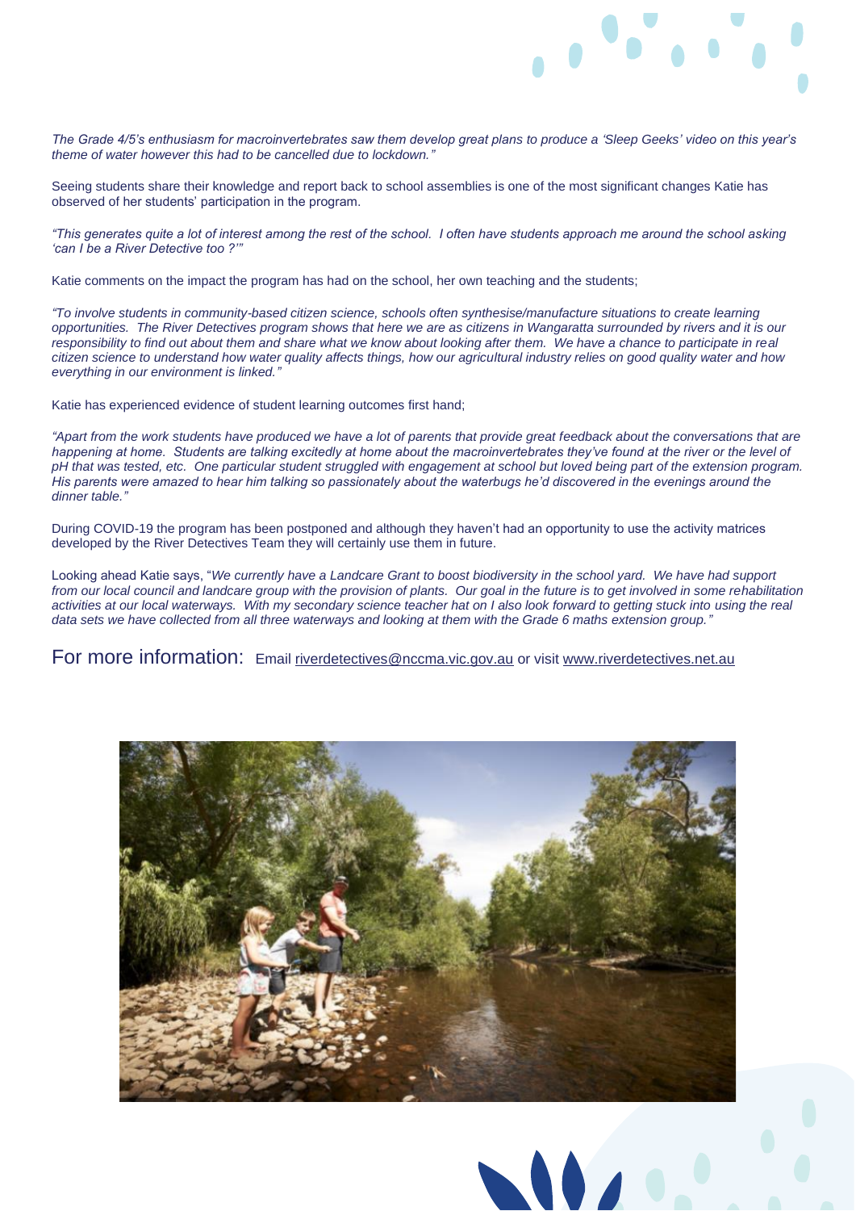*The Grade 4/5's enthusiasm for macroinvertebrates saw them develop great plans to produce a 'Sleep Geeks' video on this year's theme of water however this had to be cancelled due to lockdown."*

Seeing students share their knowledge and report back to school assemblies is one of the most significant changes Katie has observed of her students' participation in the program.

*"This generates quite a lot of interest among the rest of the school. I often have students approach me around the school asking 'can I be a River Detective too ?'"*

Katie comments on the impact the program has had on the school, her own teaching and the students;

*"To involve students in community-based citizen science, schools often synthesise/manufacture situations to create learning opportunities. The River Detectives program shows that here we are as citizens in Wangaratta surrounded by rivers and it is our responsibility to find out about them and share what we know about looking after them. We have a chance to participate in real citizen science to understand how water quality affects things, how our agricultural industry relies on good quality water and how everything in our environment is linked."*

Katie has experienced evidence of student learning outcomes first hand;

*"Apart from the work students have produced we have a lot of parents that provide great feedback about the conversations that are happening at home. Students are talking excitedly at home about the macroinvertebrates they've found at the river or the level of pH that was tested, etc. One particular student struggled with engagement at school but loved being part of the extension program. His parents were amazed to hear him talking so passionately about the waterbugs he'd discovered in the evenings around the dinner table."*

During COVID-19 the program has been postponed and although they haven't had an opportunity to use the activity matrices developed by the River Detectives Team they will certainly use them in future.

Looking ahead Katie says, "*We currently have a Landcare Grant to boost biodiversity in the school yard. We have had support from our local council and landcare group with the provision of plants. Our goal in the future is to get involved in some rehabilitation activities at our local waterways. With my secondary science teacher hat on I also look forward to getting stuck into using the real data sets we have collected from all three waterways and looking at them with the Grade 6 maths extension group."*

## For more information: Email riverdetectives@nccma.vic.gov.au or visit www.riverdetectives.net.au